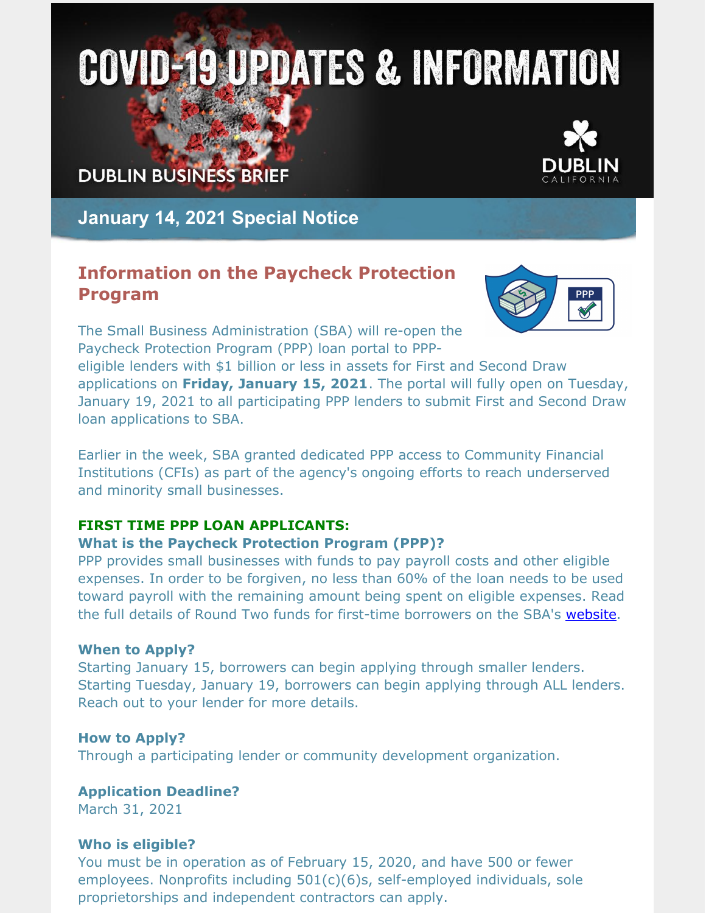# COVID-19 UPDATES & INFORMATION

DUBLIN BUSINESS BRIEF

DUBLIN CALIFORNIA

## January 14, 2021 Special Notice

## Information on the Paycheck Protection Program

The Small Business Administration (SBA) will re-open the Paycheck Protection Program (PPP) loan portal to PPP-eligible lenders with $1 billion or less in assets for First and Second Draw applications on **Friday, January 15, 2021**. The portal will fully open on Tuesday, January 19, 2021 to all participating PPP lenders to submit First and Second Draw loan applications to SBA.

Earlier in the week, SBA granted dedicated PPP access to Community Financial Institutions (CFIs) as part of the agency's ongoing efforts to reach underserved and minority small businesses.

**FIRST TIME PPP LOAN APPLICANTS:**

### What is the Paycheck Protection Program (PPP)?

PPP provides small businesses with funds to pay payroll costs and other eligible expenses. In order to be forgiven, no less than 60% of the loan needs to be used toward payroll with the remaining amount being spent on eligible expenses. Read the full details of Round Two funds for first-time borrowers on the SBA's website.

### When to Apply?

Starting January 15, borrowers can begin applying through smaller lenders. Starting Tuesday, January 19, borrowers can begin applying through ALL lenders. Reach out to your lender for more details.

### How to Apply?

Through a participating lender or community development organization.

### Application Deadline?

March 31, 2021

### Who is eligible?

You must be in operation as of February 15, 2020, and have 500 or fewer employees. Nonprofits including 501(c)(6)s, self-employed individuals, sole proprietorships and independent contractors can apply.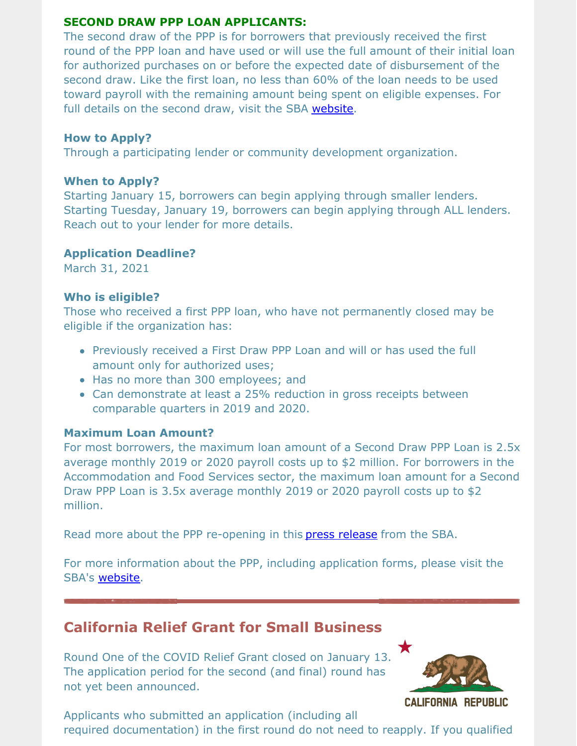**SECOND DRAW PPP LOAN APPLICANTS:**

The second draw of the PPP is for borrowers that previously received the first round of the PPP loan and have used or will use the full amount of their initial loan for authorized purchases on or before the expected date of disbursement of the second draw. Like the first loan, no less than 60% of the loan needs to be used toward payroll with the remaining amount being spent on eligible expenses. For full details on the second draw, visit the SBA website.

**How to Apply?**

Through a participating lender or community development organization.

**When to Apply?**

Starting January 15, borrowers can begin applying through smaller lenders. Starting Tuesday, January 19, borrowers can begin applying through ALL lenders. Reach out to your lender for more details.

**Application Deadline?**

March 31, 2021

**Who is eligible?**

Those who received a first PPP loan, who have not permanently closed may be eligible if the organization has:

- Previously received a First Draw PPP Loan and will or has used the full amount only for authorized uses;
- Has no more than 300 employees; and
- Can demonstrate at least a 25% reduction in gross receipts between comparable quarters in 2019 and 2020.

**Maximum Loan Amount?**

For most borrowers, the maximum loan amount of a Second Draw PPP Loan is 2.5x average monthly 2019 or 2020 payroll costs up to $2 million. For borrowers in the Accommodation and Food Services sector, the maximum loan amount for a Second Draw PPP Loan is 3.5x average monthly 2019 or 2020 payroll costs up to $2 million.

Read more about the PPP re-opening in this press release from the SBA.

For more information about the PPP, including application forms, please visit the SBA's website.

## California Relief Grant for Small Business

Round One of the COVID Relief Grant closed on January 13. The application period for the second (and final) round has not yet been announced.

Applicants who submitted an application (including all required documentation) in the first round do not need to reapply. If you qualified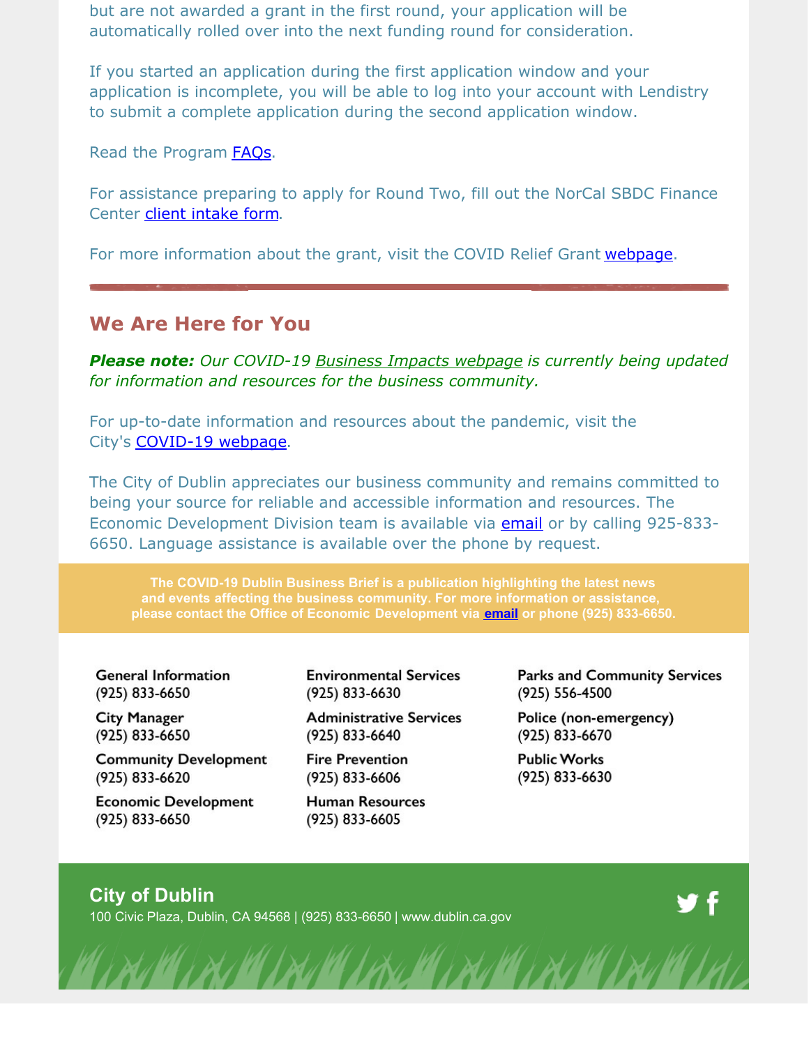but are not awarded a grant in the first round, your application will be automatically rolled over into the next funding round for consideration.

If you started an application during the first application window and your application is incomplete, you will be able to log into your account with Lendistry to submit a complete application during the second application window.

Read the Program FAQs.

For assistance preparing to apply for Round Two, fill out the NorCal SBDC Finance Center client intake form.

For more information about the grant, visit the COVID Relief Grant webpage.

## We Are Here for You

***Please note:*** *Our COVID-19 Business Impacts webpage is currently being updated for information and resources for the business community.*

For up-to-date information and resources about the pandemic, visit the City's COVID-19 webpage.

The City of Dublin appreciates our business community and remains committed to being your source for reliable and accessible information and resources. The Economic Development Division team is available via email or by calling 925-833-6650. Language assistance is available over the phone by request.

**The COVID-19 Dublin Business Brief is a publication highlighting the latest news and events affecting the business community. For more information or assistance, please contact the Office of Economic Development via email or phone (925) 833-6650.**

**General Information**
(925) 833-6650

**City Manager**
(925) 833-6650

**Community Development**
(925) 833-6620

**Economic Development**
(925) 833-6650

**Environmental Services**
(925) 833-6630

**Administrative Services**
(925) 833-6640

**Fire Prevention**
(925) 833-6606

**Human Resources**
(925) 833-6605

**Parks and Community Services**
(925) 556-4500

**Police (non-emergency)**
(925) 833-6670

**Public Works**
(925) 833-6630

**City of Dublin**
100 Civic Plaza, Dublin, CA 94568 | (925) 833-6650 | www.dublin.ca.gov